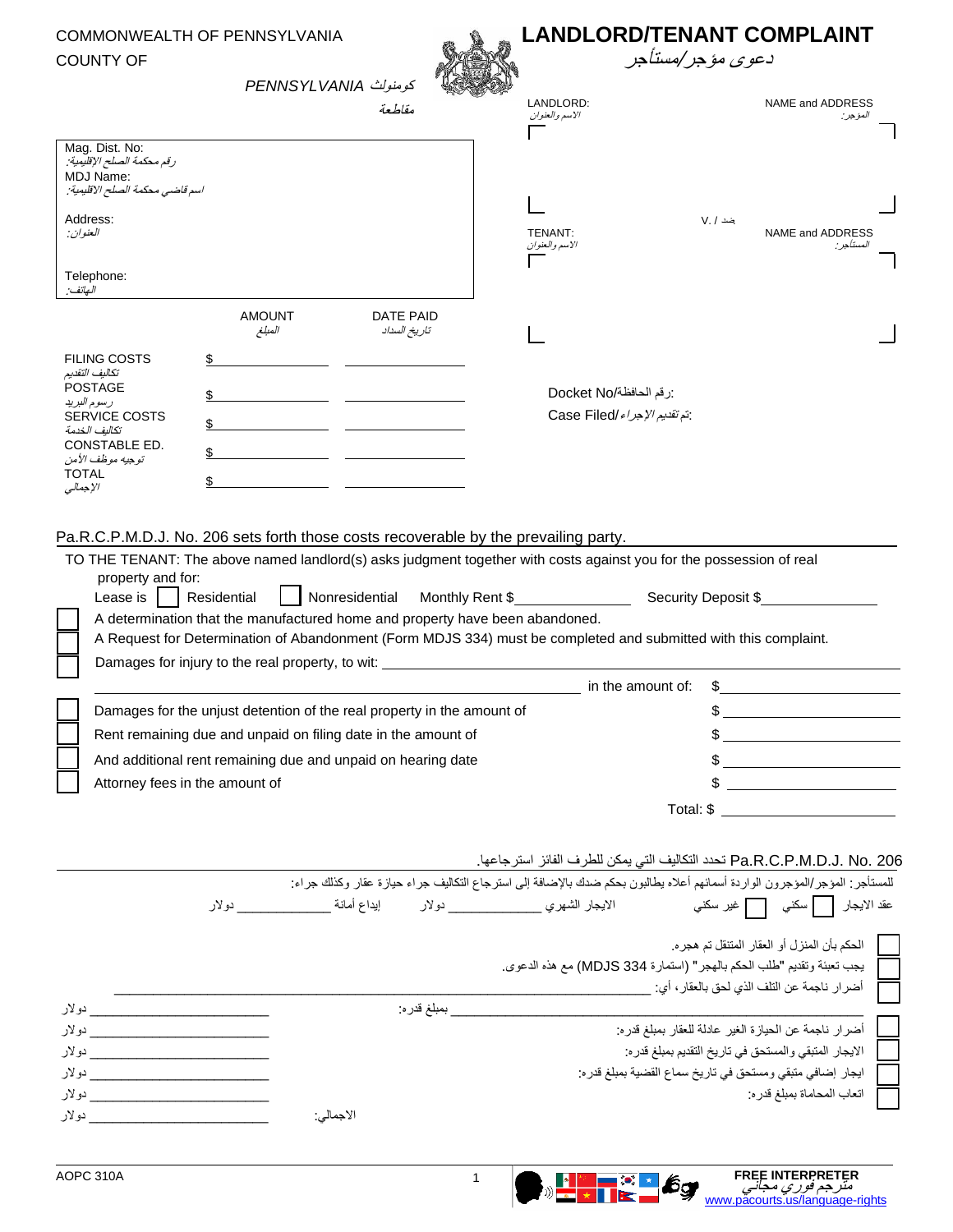COMMONWEALTH OF PENNSYLVANIA
COUNTY OF

PENNSYLVANIA كومنولث
مقاطعة

# LANDLORD/TENANT COMPLAINT
# دعوى مؤجر/مستأجر

Mag. Dist. No:
رقم محكمة الصلح الإقليمية:
MDJ Name:
اسم قاضي محكمة الصلح الإقليمية:

Address:
العنوان:

Telephone:
الهاتف:

LANDLORD: NAME and ADDRESS
المؤجر: الاسم والعنوان

V. / ضد

TENANT: NAME and ADDRESS
المستأجر: الاسم والعنوان

| | AMOUNT المبلغ | DATE PAID تاريخ السداد |
|---|---|---|
| FILING COSTS تكاليف التقديم | $ ________ | ________ |
| POSTAGE رسوم البريد | $ ________ | ________ |
| SERVICE COSTS تكاليف الخدمة | $ ________ | ________ |
| CONSTABLE ED. توجيه موظف الأمن | $ ________ | ________ |
| TOTAL الإجمالي | $ ________ | ________ |

Docket No/رقم الحافظة:
Case Filed/تم تقديم الإجراء:

Pa.R.C.P.M.D.J. No. 206 sets forth those costs recoverable by the prevailing party.

TO THE TENANT: The above named landlord(s) asks judgment together with costs against you for the possession of real property and for:

Lease is ☐ Residential ☐ Nonresidential Monthly Rent $__________ Security Deposit $__________

☐ A determination that the manufactured home and property have been abandoned.
☐ A Request for Determination of Abandonment (Form MDJS 334) must be completed and submitted with this complaint.
☐ Damages for injury to the real property, to wit: ______________________________ in the amount of: $__________
☐ Damages for the unjust detention of the real property in the amount of $__________
☐ Rent remaining due and unpaid on filing date in the amount of $__________
☐ And additional rent remaining due and unpaid on hearing date $__________
☐ Attorney fees in the amount of $__________

Total: $__________

Pa.R.C.P.M.D.J. No. 206 تحدد التكاليف التي يمكن للطرف الفائز استرجاعها.

للمستأجر: المؤجر/المؤجرون الواردة أسمائهم أعلاه يطالبون بحكم ضدك بالإضافة إلى استرجاع التكاليف جراء حيازة عقار وكذلك جراء:

عقد الايجار ☐ سكني ☐ غير سكني الايجار الشهري __________ دولار إيداع أمانة __________ دولار

☐ الحكم بأن المنزل أو العقار المتنقل تم هجره.
☐ يجب تعبئة وتقديم "طلب الحكم بالهجر" (استمارة MDJS 334) مع هذه الدعوى.
☐ أضرار ناجمة عن التلف الذي لحق بالعقار، أي: ______________________________ بمبلغ قدره: __________ دولار
☐ أضرار ناجمة عن الحيازة الغير عادلة للعقار بمبلغ قدره: __________ دولار
☐ الايجار المتبقي والمستحق في تاريخ التقديم بمبلغ قدره: __________ دولار
☐ ايجار إضافي متبقي ومستحق في تاريخ سماع القضية بمبلغ قدره: __________ دولار
☐ اتعاب المحاماة بمبلغ قدره: __________ دولار

الاجمالي: __________ دولار

AOPC 310A

FREE INTERPRETER
مترجم فوري مجاني
www.pacourts.us/language-rights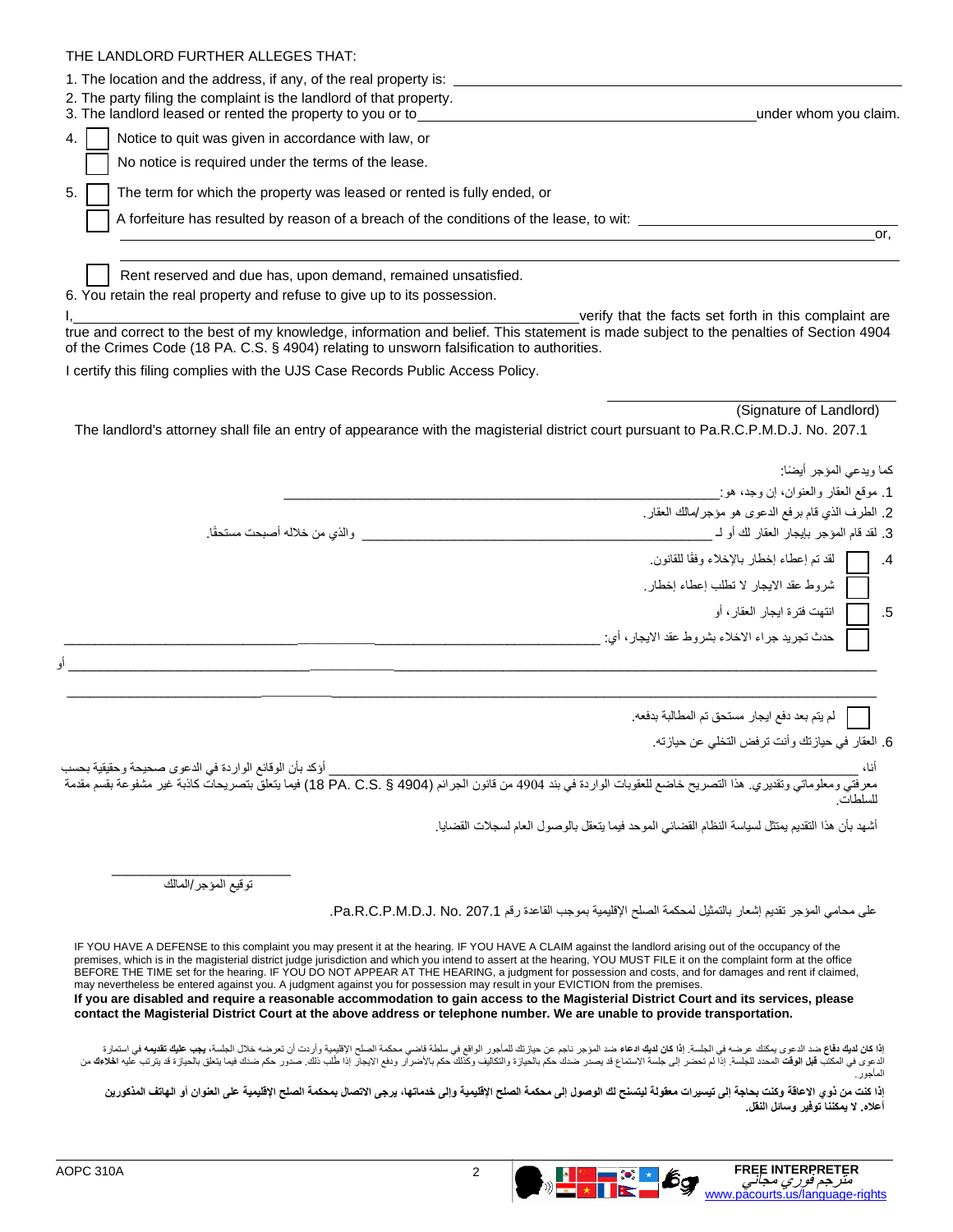THE LANDLORD FURTHER ALLEGES THAT:

1. The location and the address, if any, of the real property is: ______________________________
2. The party filing the complaint is the landlord of that property.
3. The landlord leased or rented the property to you or to ______________________________ under whom you claim.
4. ☐ Notice to quit was given in accordance with law, or
   ☐ No notice is required under the terms of the lease.
5. ☐ The term for which the property was leased or rented is fully ended, or
   ☐ A forfeiture has resulted by reason of a breach of the conditions of the lease, to wit: ______________________________ or,
   ☐ Rent reserved and due has, upon demand, remained unsatisfied.
6. You retain the real property and refuse to give up to its possession.

I, ______________________________ verify that the facts set forth in this complaint are true and correct to the best of my knowledge, information and belief. This statement is made subject to the penalties of Section 4904 of the Crimes Code (18 PA. C.S. § 4904) relating to unsworn falsification to authorities.

I certify this filing complies with the UJS Case Records Public Access Policy.

______________________________
(Signature of Landlord)

The landlord's attorney shall file an entry of appearance with the magisterial district court pursuant to Pa.R.C.P.M.D.J. No. 207.1

كما ويدعي المؤجر أيضًا:

1. موقع العقار والعنوان، إن وجد، هو: ______________________________
2. الطرف الذي قام برفع الدعوى هو مؤجر/مالك العقار.
3. لقد قام المؤجر بإيجار العقار لك أو لـ ______________________________ والذي من خلاله أصبحت مستحقًا.
4. ☐ لقد تم إعطاء إخطار بالإخلاء وفقًا للقانون.
   ☐ شروط عقد الايجار لا تطلب إعطاء إخطار.
5. ☐ انتهت فترة ايجار العقار، أو
   ☐ حدث تجريد جراء الاخلاء بشروط عقد الايجار، أي: ______________________________ أو
   ☐ لم يتم بعد دفع ايجار مستحق تم المطالبة بدفعه.
6. العقار في حيازتك وأنت ترفض التخلي عن حيازته.

أنا، ______________________________ أؤكد بأن الوقائع الواردة في الدعوى صحيحة وحقيقية بحسب معرفتي ومعلوماتي وتقديري. هذا التصريح خاضع للعقوبات الواردة في بند 4904 من قانون الجرائم (18 PA. C.S. § 4904) فيما يتعلق بتصريحات كاذبة غير مشفوعة بقسم مقدمة للسلطات.

أشهد بأن هذا التقديم يمتثل لسياسة النظام القضائي الموحد فيما يتعلق بالوصول العام لسجلات القضايا.

______________________________
توقيع المؤجر/المالك

على محامي المؤجر تقديم إشعار بالتمثيل لمحكمة الصلح الإقليمية بموجب القاعدة رقم Pa.R.C.P.M.D.J. No. 207.1.

IF YOU HAVE A DEFENSE to this complaint you may present it at the hearing. IF YOU HAVE A CLAIM against the landlord arising out of the occupancy of the premises, which is in the magisterial district judge jurisdiction and which you intend to assert at the hearing, YOU MUST FILE it on the complaint form at the office BEFORE THE TIME set for the hearing. IF YOU DO NOT APPEAR AT THE HEARING, a judgment for possession and costs, and for damages and rent if claimed, may nevertheless be entered against you. A judgment against you for possession may result in your EVICTION from the premises.

**If you are disabled and require a reasonable accommodation to gain access to the Magisterial District Court and its services, please contact the Magisterial District Court at the above address or telephone number. We are unable to provide transportation.**

**إذا كان لديك دفاع** ضد الدعوى يمكنك عرضه في الجلسة. **إذا كان لديك ادعاء** ضد المؤجر ناجم عن حيازتك للمأجور الواقع في سلطة قاضي محكمة الصلح الإقليمية وأردت أن تعرضه خلال الجلسة، **يجب عليك تقديمه** في استمارة الدعوى في المكتب **قبل الوقت** المحدد للجلسة. إذا لم تحضر إلى جلسة الاستماع قد يصدر ضدك حكم بالحيازة والتكاليف وكذلك حكم بالأضرار ودفع الايجار إذا طُلب ذلك. صدور حكم ضدك فيما يتعلق بالحيازة قد يترتب عليه **إخلاءك** من المأجور.

**إذا كنت من ذوي الاعاقة وكنت بحاجة إلى تيسيرات معقولة ليتسنح لك الوصول إلى محكمة الصلح الإقليمية وإلى خدماتها، يرجى الاتصال بمحكمة الصلح الإقليمية على العنوان أو الهاتف المذكورين أعلاه. لا يمكننا توفير وسائل النقل.**

AOPC 310A

FREE INTERPRETER
مترجم فوري مجاني
www.pacourts.us/language-rights